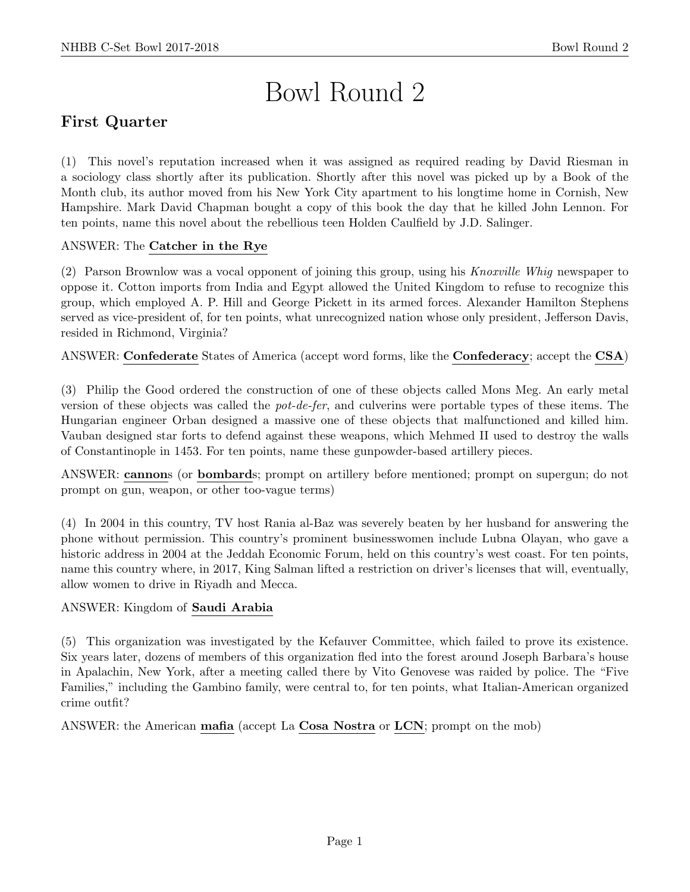# Bowl Round 2

## First Quarter

(1) This novel's reputation increased when it was assigned as required reading by David Riesman in a sociology class shortly after its publication. Shortly after this novel was picked up by a Book of the Month club, its author moved from his New York City apartment to his longtime home in Cornish, New Hampshire. Mark David Chapman bought a copy of this book the day that he killed John Lennon. For ten points, name this novel about the rebellious teen Holden Caulfield by J.D. Salinger.

ANSWER: The **Catcher in the Rye**

(2) Parson Brownlow was a vocal opponent of joining this group, using his *Knoxville Whig* newspaper to oppose it. Cotton imports from India and Egypt allowed the United Kingdom to refuse to recognize this group, which employed A. P. Hill and George Pickett in its armed forces. Alexander Hamilton Stephens served as vice-president of, for ten points, what unrecognized nation whose only president, Jefferson Davis, resided in Richmond, Virginia?

ANSWER: **Confederate** States of America (accept word forms, like the **Confederacy**; accept the **CSA**)

(3) Philip the Good ordered the construction of one of these objects called Mons Meg. An early metal version of these objects was called the *pot-de-fer*, and culverins were portable types of these items. The Hungarian engineer Orban designed a massive one of these objects that malfunctioned and killed him. Vauban designed star forts to defend against these weapons, which Mehmed II used to destroy the walls of Constantinople in 1453. For ten points, name these gunpowder-based artillery pieces.

ANSWER: **cannon**s (or **bombard**s; prompt on artillery before mentioned; prompt on supergun; do not prompt on gun, weapon, or other too-vague terms)

(4) In 2004 in this country, TV host Rania al-Baz was severely beaten by her husband for answering the phone without permission. This country's prominent businesswomen include Lubna Olayan, who gave a historic address in 2004 at the Jeddah Economic Forum, held on this country's west coast. For ten points, name this country where, in 2017, King Salman lifted a restriction on driver's licenses that will, eventually, allow women to drive in Riyadh and Mecca.

ANSWER: Kingdom of **Saudi Arabia**

(5) This organization was investigated by the Kefauver Committee, which failed to prove its existence. Six years later, dozens of members of this organization fled into the forest around Joseph Barbara's house in Apalachin, New York, after a meeting called there by Vito Genovese was raided by police. The "Five Families," including the Gambino family, were central to, for ten points, what Italian-American organized crime outfit?

ANSWER: the American **mafia** (accept La **Cosa Nostra** or **LCN**; prompt on the mob)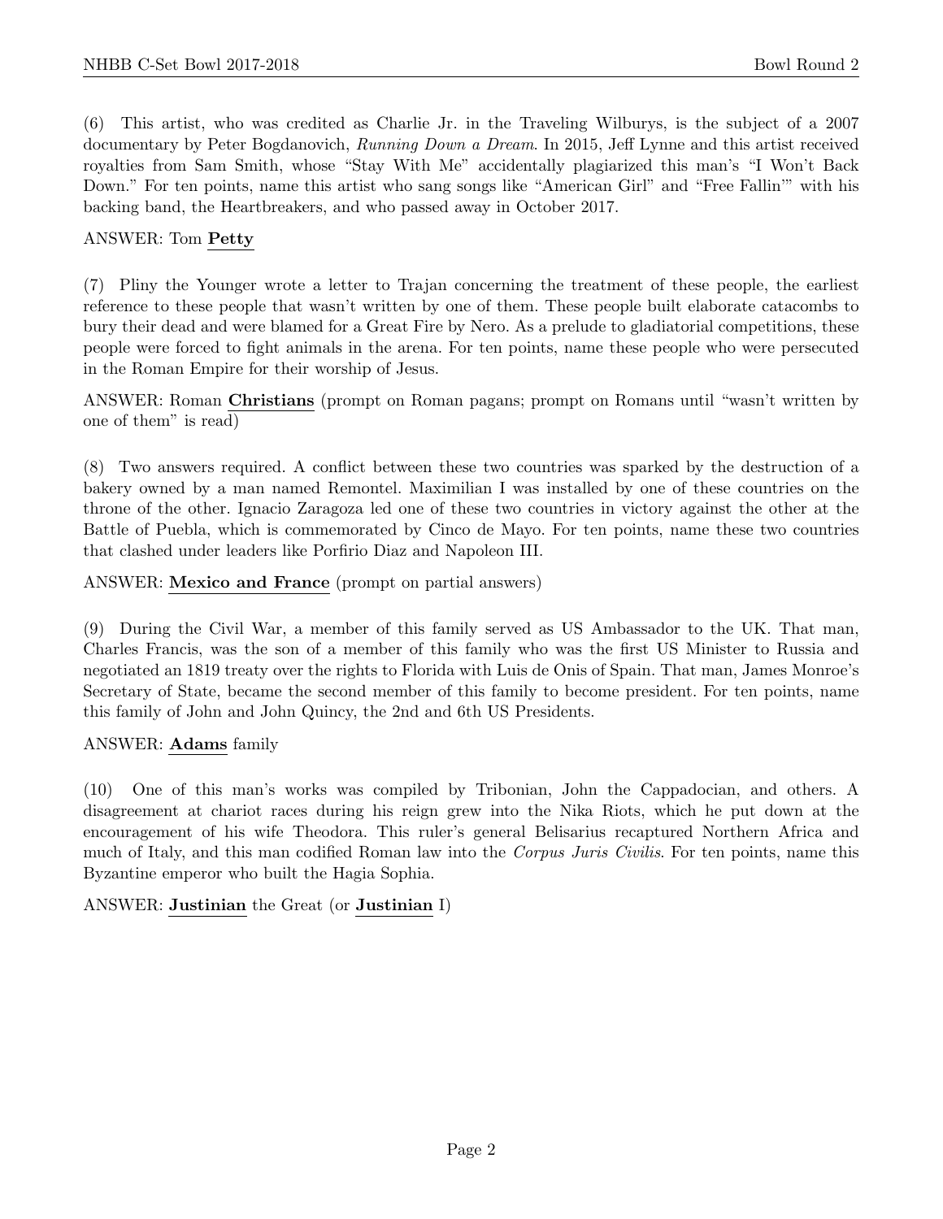(6) This artist, who was credited as Charlie Jr. in the Traveling Wilburys, is the subject of a 2007 documentary by Peter Bogdanovich, *Running Down a Dream*. In 2015, Jeff Lynne and this artist received royalties from Sam Smith, whose "Stay With Me" accidentally plagiarized this man's "I Won't Back Down." For ten points, name this artist who sang songs like "American Girl" and "Free Fallin'" with his backing band, the Heartbreakers, and who passed away in October 2017.

ANSWER: Tom **Petty**

(7) Pliny the Younger wrote a letter to Trajan concerning the treatment of these people, the earliest reference to these people that wasn't written by one of them. These people built elaborate catacombs to bury their dead and were blamed for a Great Fire by Nero. As a prelude to gladiatorial competitions, these people were forced to fight animals in the arena. For ten points, name these people who were persecuted in the Roman Empire for their worship of Jesus.

ANSWER: Roman **Christians** (prompt on Roman pagans; prompt on Romans until "wasn't written by one of them" is read)

(8) Two answers required. A conflict between these two countries was sparked by the destruction of a bakery owned by a man named Remontel. Maximilian I was installed by one of these countries on the throne of the other. Ignacio Zaragoza led one of these two countries in victory against the other at the Battle of Puebla, which is commemorated by Cinco de Mayo. For ten points, name these two countries that clashed under leaders like Porfirio Diaz and Napoleon III.

ANSWER: **Mexico and France** (prompt on partial answers)

(9) During the Civil War, a member of this family served as US Ambassador to the UK. That man, Charles Francis, was the son of a member of this family who was the first US Minister to Russia and negotiated an 1819 treaty over the rights to Florida with Luis de Onis of Spain. That man, James Monroe's Secretary of State, became the second member of this family to become president. For ten points, name this family of John and John Quincy, the 2nd and 6th US Presidents.

ANSWER: **Adams** family

(10) One of this man's works was compiled by Tribonian, John the Cappadocian, and others. A disagreement at chariot races during his reign grew into the Nika Riots, which he put down at the encouragement of his wife Theodora. This ruler's general Belisarius recaptured Northern Africa and much of Italy, and this man codified Roman law into the *Corpus Juris Civilis*. For ten points, name this Byzantine emperor who built the Hagia Sophia.

ANSWER: **Justinian** the Great (or **Justinian** I)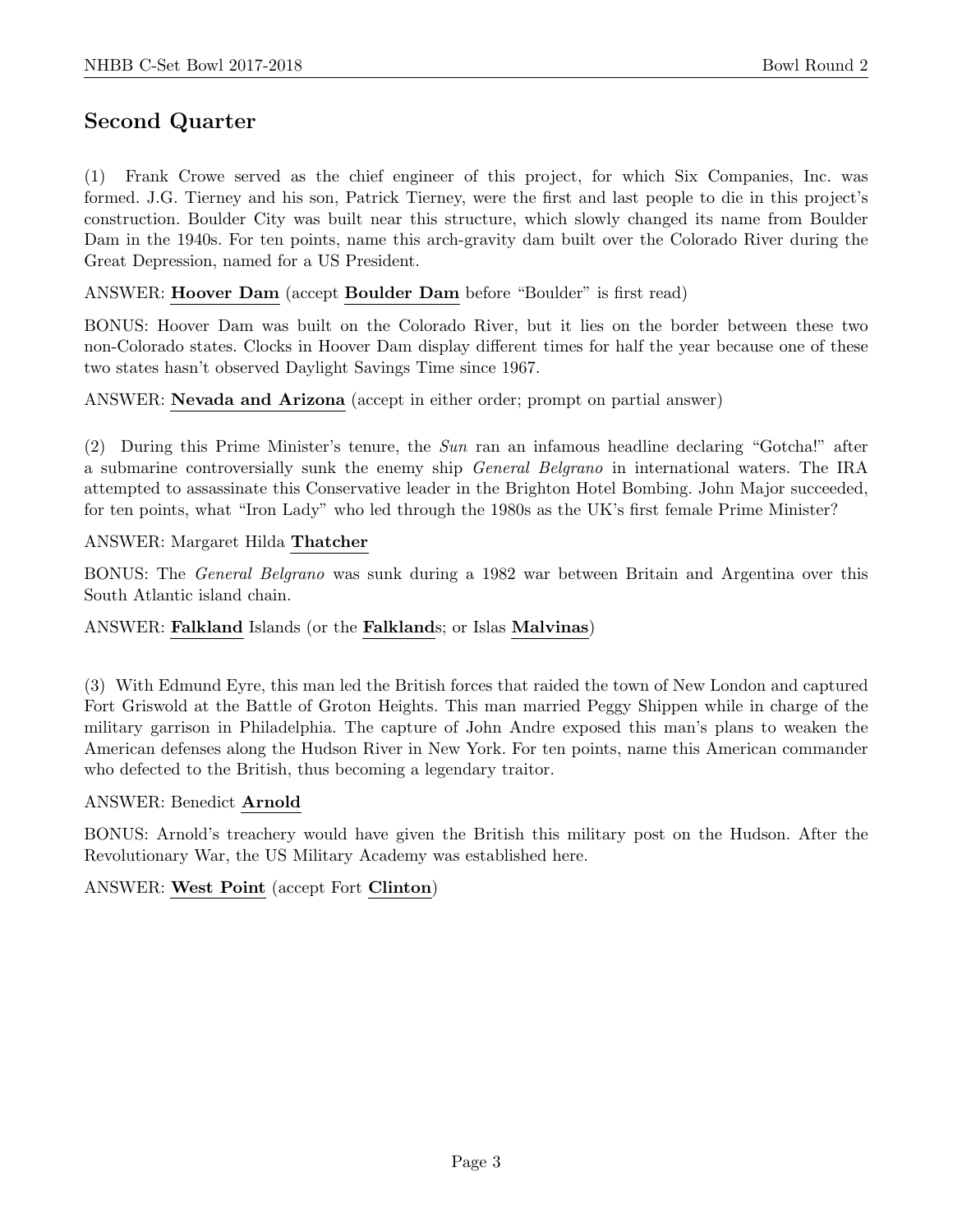## Second Quarter

(1) Frank Crowe served as the chief engineer of this project, for which Six Companies, Inc. was formed. J.G. Tierney and his son, Patrick Tierney, were the first and last people to die in this project's construction. Boulder City was built near this structure, which slowly changed its name from Boulder Dam in the 1940s. For ten points, name this arch-gravity dam built over the Colorado River during the Great Depression, named for a US President.

ANSWER: **Hoover Dam** (accept **Boulder Dam** before "Boulder" is first read)

BONUS: Hoover Dam was built on the Colorado River, but it lies on the border between these two non-Colorado states. Clocks in Hoover Dam display different times for half the year because one of these two states hasn't observed Daylight Savings Time since 1967.

ANSWER: **Nevada and Arizona** (accept in either order; prompt on partial answer)

(2) During this Prime Minister's tenure, the *Sun* ran an infamous headline declaring "Gotcha!" after a submarine controversially sunk the enemy ship *General Belgrano* in international waters. The IRA attempted to assassinate this Conservative leader in the Brighton Hotel Bombing. John Major succeeded, for ten points, what "Iron Lady" who led through the 1980s as the UK's first female Prime Minister?

ANSWER: Margaret Hilda **Thatcher**

BONUS: The *General Belgrano* was sunk during a 1982 war between Britain and Argentina over this South Atlantic island chain.

ANSWER: **Falkland** Islands (or the **Falkland**s; or Islas **Malvinas**)

(3) With Edmund Eyre, this man led the British forces that raided the town of New London and captured Fort Griswold at the Battle of Groton Heights. This man married Peggy Shippen while in charge of the military garrison in Philadelphia. The capture of John Andre exposed this man's plans to weaken the American defenses along the Hudson River in New York. For ten points, name this American commander who defected to the British, thus becoming a legendary traitor.

ANSWER: Benedict **Arnold**

BONUS: Arnold's treachery would have given the British this military post on the Hudson. After the Revolutionary War, the US Military Academy was established here.

ANSWER: **West Point** (accept Fort **Clinton**)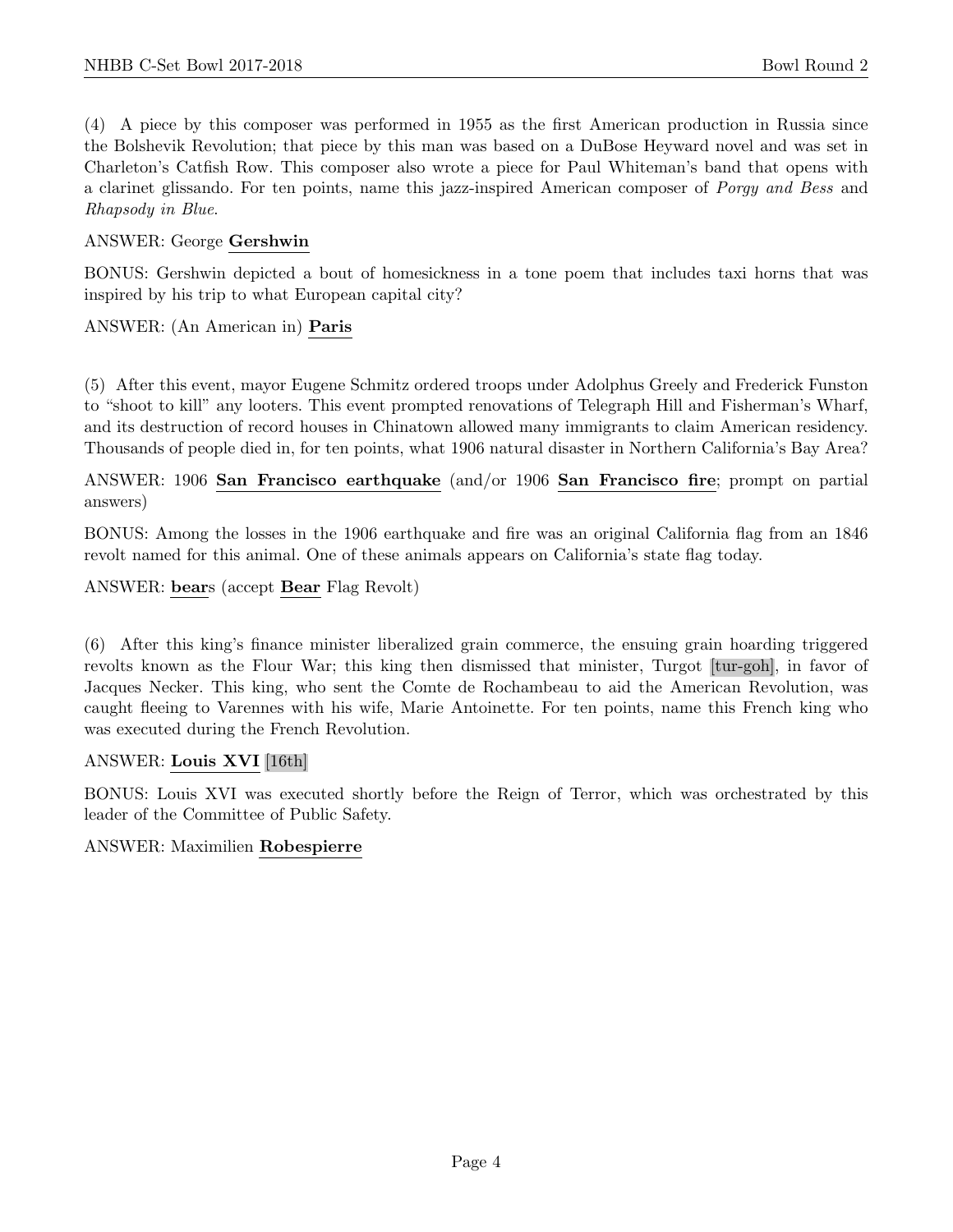(4) A piece by this composer was performed in 1955 as the first American production in Russia since the Bolshevik Revolution; that piece by this man was based on a DuBose Heyward novel and was set in Charleton's Catfish Row. This composer also wrote a piece for Paul Whiteman's band that opens with a clarinet glissando. For ten points, name this jazz-inspired American composer of *Porgy and Bess* and *Rhapsody in Blue*.

ANSWER: George **Gershwin**

BONUS: Gershwin depicted a bout of homesickness in a tone poem that includes taxi horns that was inspired by his trip to what European capital city?

ANSWER: (An American in) **Paris**

(5) After this event, mayor Eugene Schmitz ordered troops under Adolphus Greely and Frederick Funston to "shoot to kill" any looters. This event prompted renovations of Telegraph Hill and Fisherman's Wharf, and its destruction of record houses in Chinatown allowed many immigrants to claim American residency. Thousands of people died in, for ten points, what 1906 natural disaster in Northern California's Bay Area?

ANSWER: 1906 **San Francisco earthquake** (and/or 1906 **San Francisco fire**; prompt on partial answers)

BONUS: Among the losses in the 1906 earthquake and fire was an original California flag from an 1846 revolt named for this animal. One of these animals appears on California's state flag today.

ANSWER: **bear**s (accept **Bear** Flag Revolt)

(6) After this king's finance minister liberalized grain commerce, the ensuing grain hoarding triggered revolts known as the Flour War; this king then dismissed that minister, Turgot [tur-goh], in favor of Jacques Necker. This king, who sent the Comte de Rochambeau to aid the American Revolution, was caught fleeing to Varennes with his wife, Marie Antoinette. For ten points, name this French king who was executed during the French Revolution.

ANSWER: **Louis XVI** [16th]

BONUS: Louis XVI was executed shortly before the Reign of Terror, which was orchestrated by this leader of the Committee of Public Safety.

ANSWER: Maximilien **Robespierre**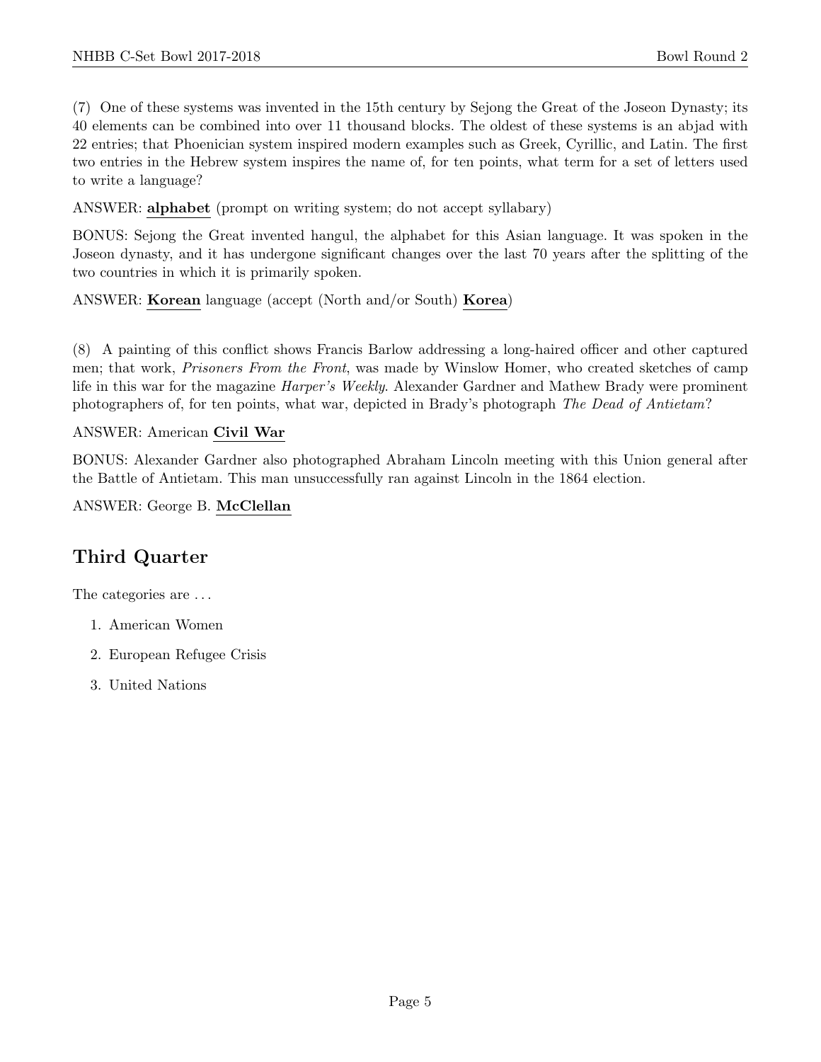(7) One of these systems was invented in the 15th century by Sejong the Great of the Joseon Dynasty; its 40 elements can be combined into over 11 thousand blocks. The oldest of these systems is an abjad with 22 entries; that Phoenician system inspired modern examples such as Greek, Cyrillic, and Latin. The first two entries in the Hebrew system inspires the name of, for ten points, what term for a set of letters used to write a language?

ANSWER: **alphabet** (prompt on writing system; do not accept syllabary)

BONUS: Sejong the Great invented hangul, the alphabet for this Asian language. It was spoken in the Joseon dynasty, and it has undergone significant changes over the last 70 years after the splitting of the two countries in which it is primarily spoken.

ANSWER: **Korean** language (accept (North and/or South) **Korea**)

(8) A painting of this conflict shows Francis Barlow addressing a long-haired officer and other captured men; that work, *Prisoners From the Front*, was made by Winslow Homer, who created sketches of camp life in this war for the magazine *Harper's Weekly*. Alexander Gardner and Mathew Brady were prominent photographers of, for ten points, what war, depicted in Brady's photograph *The Dead of Antietam*?

ANSWER: American **Civil War**

BONUS: Alexander Gardner also photographed Abraham Lincoln meeting with this Union general after the Battle of Antietam. This man unsuccessfully ran against Lincoln in the 1864 election.

ANSWER: George B. **McClellan**

## Third Quarter

The categories are . . .

1. American Women
2. European Refugee Crisis
3. United Nations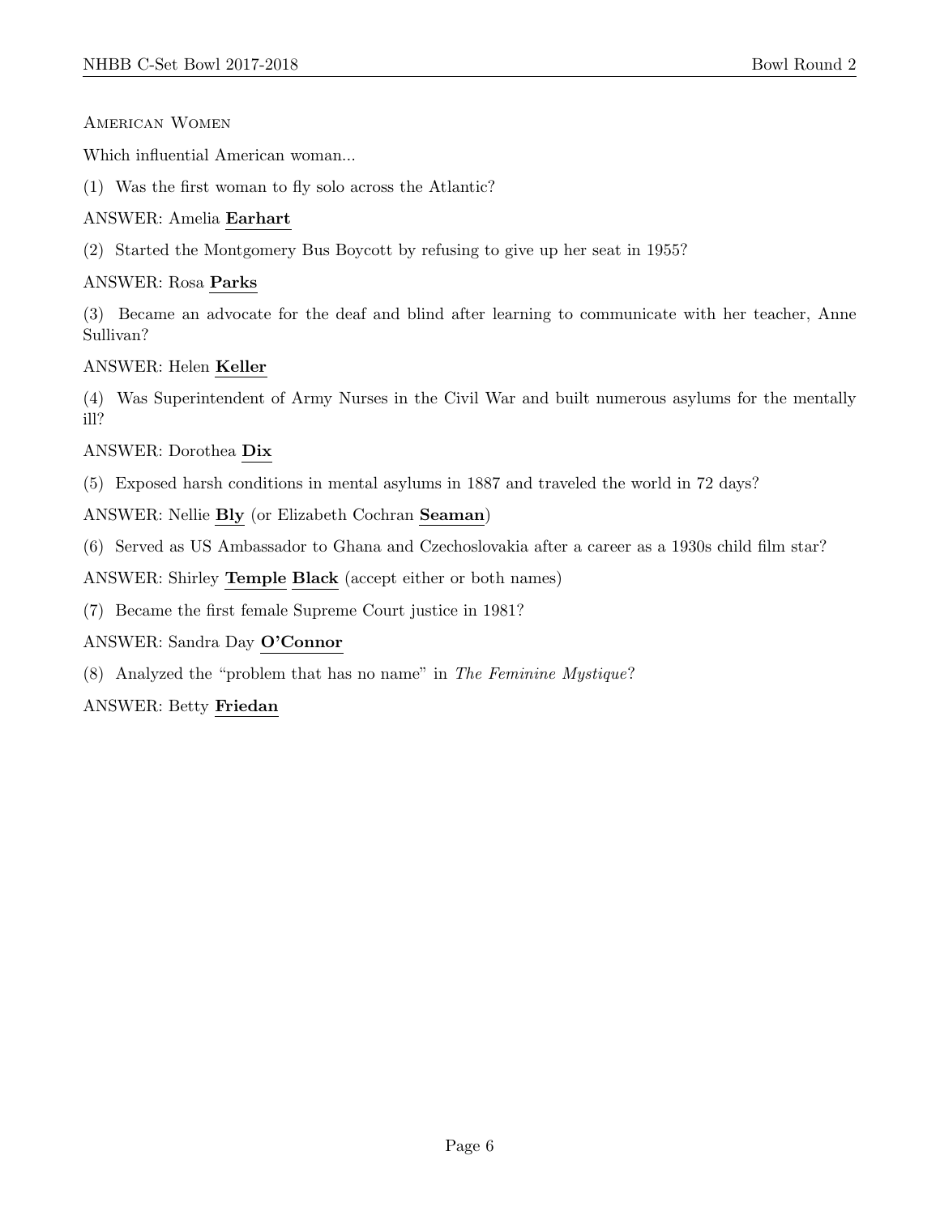American Women

Which influential American woman...

(1) Was the first woman to fly solo across the Atlantic?

ANSWER: Amelia **Earhart**

(2) Started the Montgomery Bus Boycott by refusing to give up her seat in 1955?

ANSWER: Rosa **Parks**

(3) Became an advocate for the deaf and blind after learning to communicate with her teacher, Anne Sullivan?

ANSWER: Helen **Keller**

(4) Was Superintendent of Army Nurses in the Civil War and built numerous asylums for the mentally ill?

ANSWER: Dorothea **Dix**

(5) Exposed harsh conditions in mental asylums in 1887 and traveled the world in 72 days?

ANSWER: Nellie **Bly** (or Elizabeth Cochran **Seaman**)

(6) Served as US Ambassador to Ghana and Czechoslovakia after a career as a 1930s child film star?

ANSWER: Shirley **Temple** **Black** (accept either or both names)

(7) Became the first female Supreme Court justice in 1981?

ANSWER: Sandra Day **O'Connor**

(8) Analyzed the "problem that has no name" in *The Feminine Mystique*?

ANSWER: Betty **Friedan**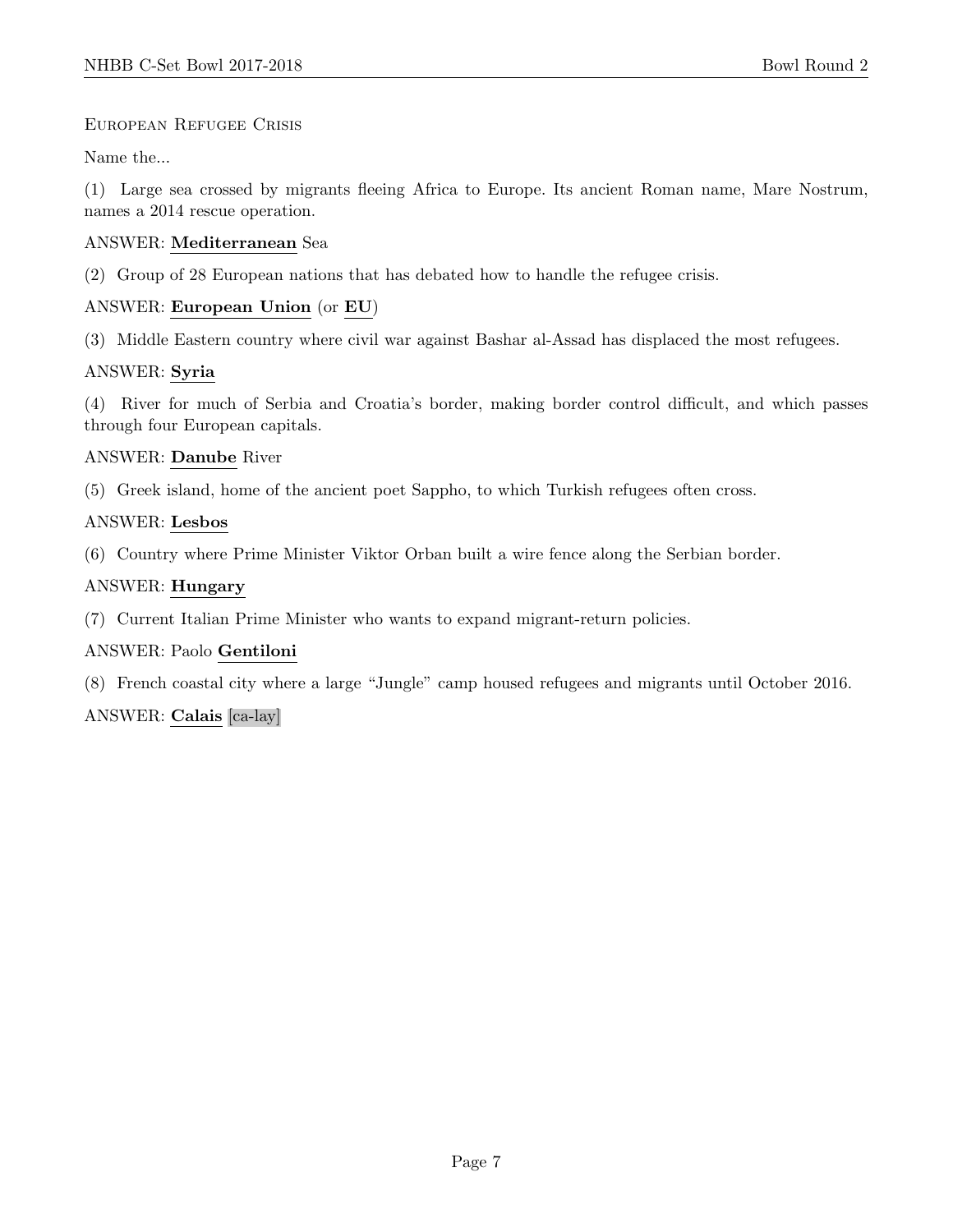European Refugee Crisis

Name the...

(1) Large sea crossed by migrants fleeing Africa to Europe. Its ancient Roman name, Mare Nostrum, names a 2014 rescue operation.

ANSWER: **Mediterranean** Sea

(2) Group of 28 European nations that has debated how to handle the refugee crisis.

ANSWER: **European Union** (or **EU**)

(3) Middle Eastern country where civil war against Bashar al-Assad has displaced the most refugees.

ANSWER: **Syria**

(4) River for much of Serbia and Croatia's border, making border control difficult, and which passes through four European capitals.

ANSWER: **Danube** River

(5) Greek island, home of the ancient poet Sappho, to which Turkish refugees often cross.

ANSWER: **Lesbos**

(6) Country where Prime Minister Viktor Orban built a wire fence along the Serbian border.

ANSWER: **Hungary**

(7) Current Italian Prime Minister who wants to expand migrant-return policies.

ANSWER: Paolo **Gentiloni**

(8) French coastal city where a large "Jungle" camp housed refugees and migrants until October 2016.

ANSWER: **Calais** [ca-lay]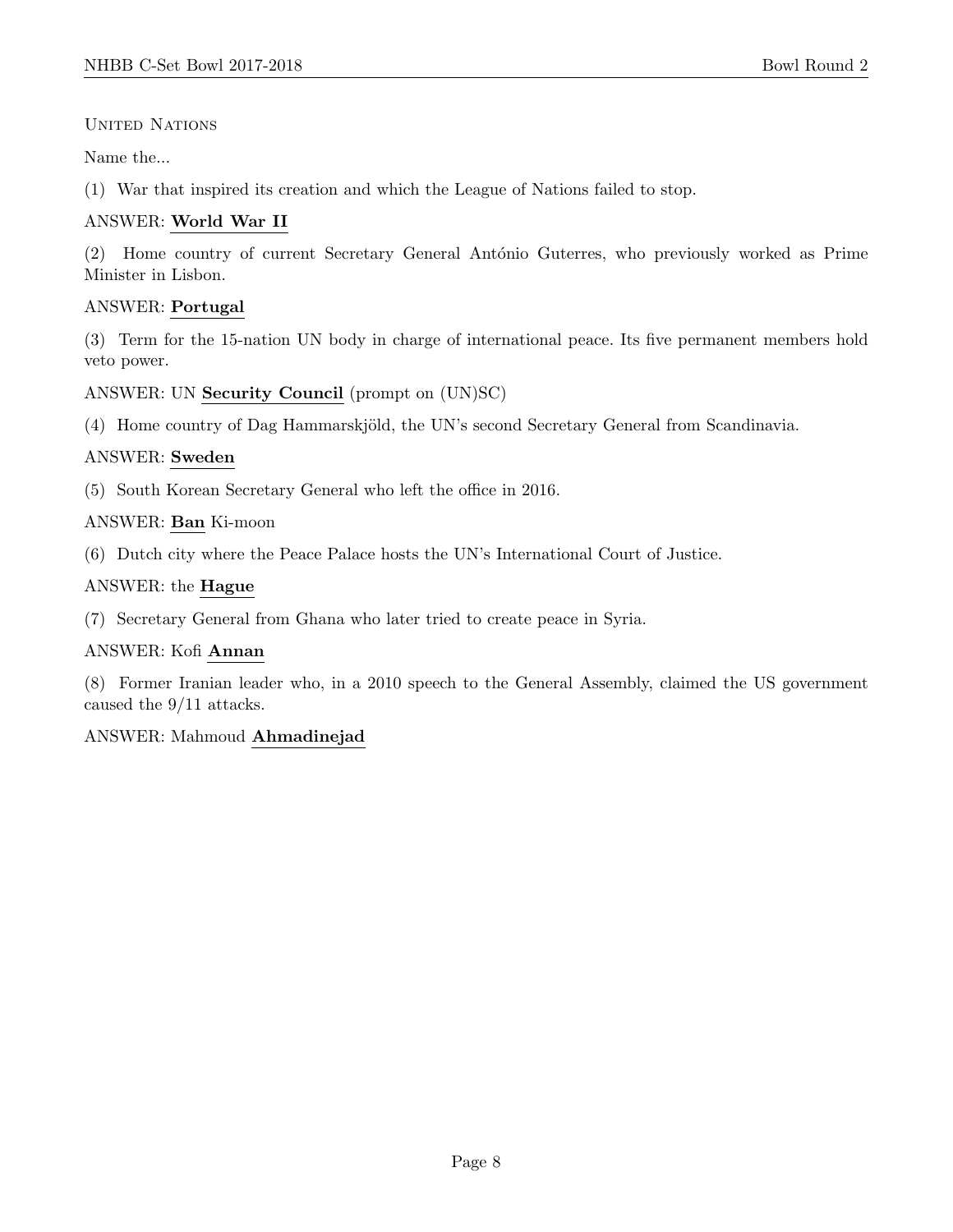United Nations

Name the...

(1) War that inspired its creation and which the League of Nations failed to stop.

ANSWER: **World War II**

(2) Home country of current Secretary General António Guterres, who previously worked as Prime Minister in Lisbon.

ANSWER: **Portugal**

(3) Term for the 15-nation UN body in charge of international peace. Its five permanent members hold veto power.

ANSWER: UN **Security Council** (prompt on (UN)SC)

(4) Home country of Dag Hammarskjöld, the UN's second Secretary General from Scandinavia.

ANSWER: **Sweden**

(5) South Korean Secretary General who left the office in 2016.

ANSWER: **Ban** Ki-moon

(6) Dutch city where the Peace Palace hosts the UN's International Court of Justice.

ANSWER: the **Hague**

(7) Secretary General from Ghana who later tried to create peace in Syria.

ANSWER: Kofi **Annan**

(8) Former Iranian leader who, in a 2010 speech to the General Assembly, claimed the US government caused the 9/11 attacks.

ANSWER: Mahmoud **Ahmadinejad**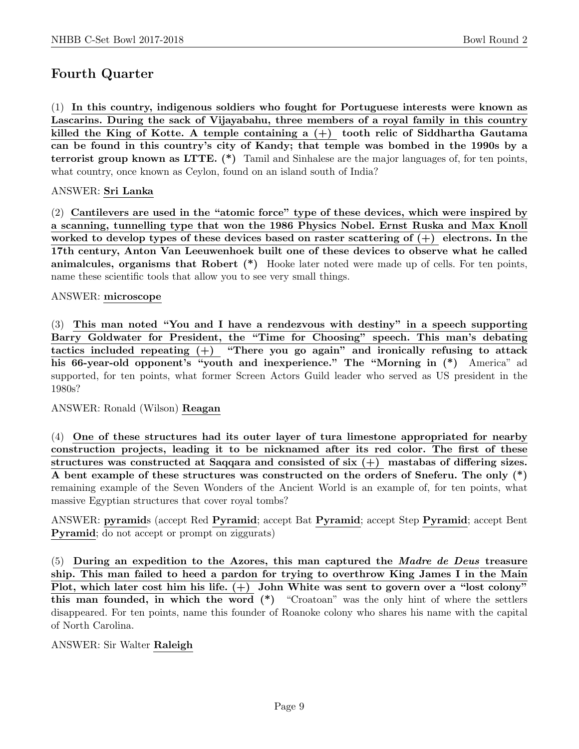## Fourth Quarter

(1) **In this country, indigenous soldiers who fought for Portuguese interests were known as Lascarins. During the sack of Vijayabahu, three members of a royal family in this country killed the King of Kotte. A temple containing a (+) tooth relic of Siddhartha Gautama can be found in this country's city of Kandy; that temple was bombed in the 1990s by a terrorist group known as LTTE. (*)** Tamil and Sinhalese are the major languages of, for ten points, what country, once known as Ceylon, found on an island south of India?

ANSWER: **Sri Lanka**

(2) **Cantilevers are used in the "atomic force" type of these devices, which were inspired by a scanning, tunnelling type that won the 1986 Physics Nobel. Ernst Ruska and Max Knoll worked to develop types of these devices based on raster scattering of (+) electrons. In the 17th century, Anton Van Leeuwenhoek built one of these devices to observe what he called animalcules, organisms that Robert (*)** Hooke later noted were made up of cells. For ten points, name these scientific tools that allow you to see very small things.

ANSWER: **microscope**

(3) **This man noted "You and I have a rendezvous with destiny" in a speech supporting Barry Goldwater for President, the "Time for Choosing" speech. This man's debating tactics included repeating (+) "There you go again" and ironically refusing to attack his 66-year-old opponent's "youth and inexperience." The "Morning in (*)** America" ad supported, for ten points, what former Screen Actors Guild leader who served as US president in the 1980s?

ANSWER: Ronald (Wilson) **Reagan**

(4) **One of these structures had its outer layer of tura limestone appropriated for nearby construction projects, leading it to be nicknamed after its red color. The first of these structures was constructed at Saqqara and consisted of six (+) mastabas of differing sizes. A bent example of these structures was constructed on the orders of Sneferu. The only (*)** remaining example of the Seven Wonders of the Ancient World is an example of, for ten points, what massive Egyptian structures that cover royal tombs?

ANSWER: **pyramid**s (accept Red **Pyramid**; accept Bat **Pyramid**; accept Step **Pyramid**; accept Bent **Pyramid**; do not accept or prompt on ziggurats)

(5) **During an expedition to the Azores, this man captured the *Madre de Deus* treasure ship. This man failed to heed a pardon for trying to overthrow King James I in the Main Plot, which later cost him his life. (+) John White was sent to govern over a "lost colony" this man founded, in which the word (*)** "Croatoan" was the only hint of where the settlers disappeared. For ten points, name this founder of Roanoke colony who shares his name with the capital of North Carolina.

ANSWER: Sir Walter **Raleigh**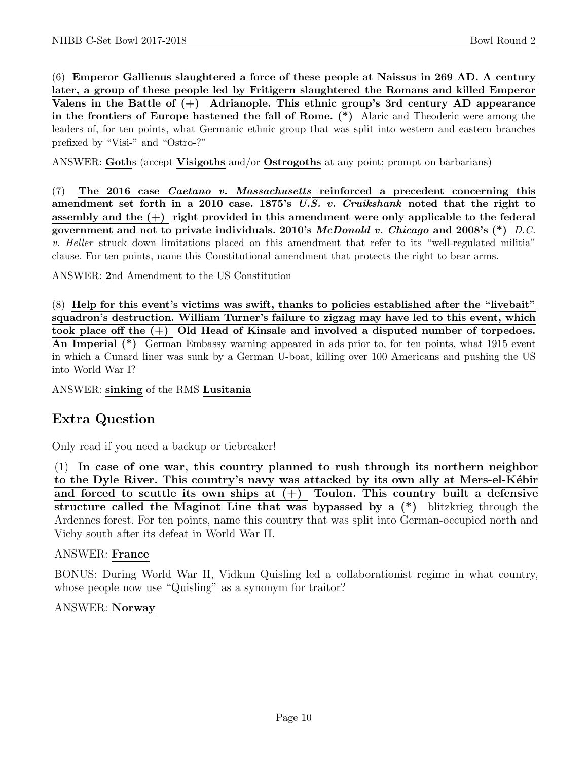(6) **Emperor Gallienus slaughtered a force of these people at Naissus in 269 AD. A century later, a group of these people led by Fritigern slaughtered the Romans and killed Emperor Valens in the Battle of (+) Adrianople. This ethnic group's 3rd century AD appearance in the frontiers of Europe hastened the fall of Rome. (*)** Alaric and Theoderic were among the leaders of, for ten points, what Germanic ethnic group that was split into western and eastern branches prefixed by "Visi-" and "Ostro-?"

ANSWER: **Goth**s (accept **Visigoths** and/or **Ostrogoths** at any point; prompt on barbarians)

(7) **The 2016 case *Caetano v. Massachusetts* reinforced a precedent concerning this amendment set forth in a 2010 case. 1875's *U.S. v. Cruikshank* noted that the right to assembly and the (+) right provided in this amendment were only applicable to the federal government and not to private individuals. 2010's *McDonald v. Chicago* and 2008's (*)** *D.C. v. Heller* struck down limitations placed on this amendment that refer to its "well-regulated militia" clause. For ten points, name this Constitutional amendment that protects the right to bear arms.

ANSWER: **2**nd Amendment to the US Constitution

(8) **Help for this event's victims was swift, thanks to policies established after the "livebait" squadron's destruction. William Turner's failure to zigzag may have led to this event, which took place off the (+) Old Head of Kinsale and involved a disputed number of torpedoes. An Imperial (*)** German Embassy warning appeared in ads prior to, for ten points, what 1915 event in which a Cunard liner was sunk by a German U-boat, killing over 100 Americans and pushing the US into World War I?

ANSWER: **sinking** of the RMS **Lusitania**

## Extra Question

Only read if you need a backup or tiebreaker!

(1) **In case of one war, this country planned to rush through its northern neighbor to the Dyle River. This country's navy was attacked by its own ally at Mers-el-Kébir and forced to scuttle its own ships at (+) Toulon. This country built a defensive structure called the Maginot Line that was bypassed by a (*)** blitzkrieg through the Ardennes forest. For ten points, name this country that was split into German-occupied north and Vichy south after its defeat in World War II.

ANSWER: **France**

BONUS: During World War II, Vidkun Quisling led a collaborationist regime in what country, whose people now use "Quisling" as a synonym for traitor?

ANSWER: **Norway**